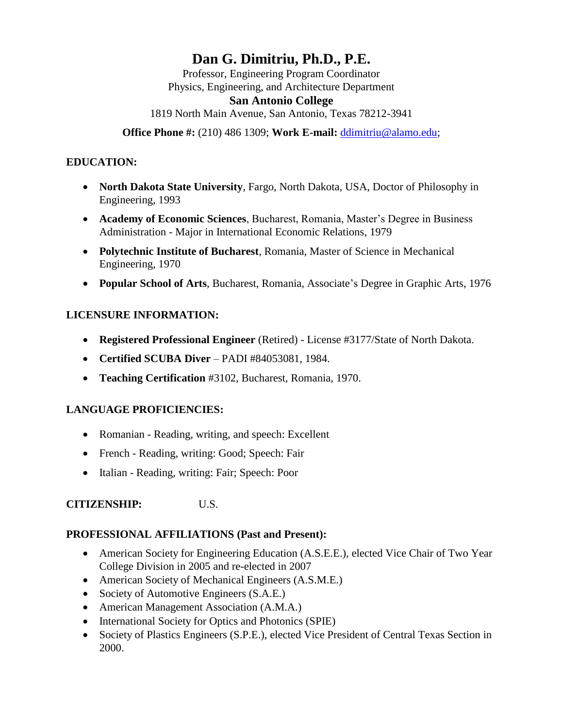# Dan G. Dimitriu, Ph.D., P.E.

Professor, Engineering Program Coordinator
Physics, Engineering, and Architecture Department
**San Antonio College**
1819 North Main Avenue, San Antonio, Texas 78212-3941

**Office Phone #:** (210) 486 1309; **Work E-mail:** ddimitriu@alamo.edu;

## EDUCATION:

- **North Dakota State University**, Fargo, North Dakota, USA, Doctor of Philosophy in Engineering, 1993
- **Academy of Economic Sciences**, Bucharest, Romania, Master's Degree in Business Administration - Major in International Economic Relations, 1979
- **Polytechnic Institute of Bucharest**, Romania, Master of Science in Mechanical Engineering, 1970
- **Popular School of Arts**, Bucharest, Romania, Associate's Degree in Graphic Arts, 1976

## LICENSURE INFORMATION:

- **Registered Professional Engineer** (Retired) - License #3177/State of North Dakota.
- **Certified SCUBA Diver** – PADI #84053081, 1984.
- **Teaching Certification** #3102, Bucharest, Romania, 1970.

## LANGUAGE PROFICIENCIES:

- Romanian - Reading, writing, and speech: Excellent
- French - Reading, writing: Good; Speech: Fair
- Italian - Reading, writing: Fair; Speech: Poor

## CITIZENSHIP: U.S.

## PROFESSIONAL AFFILIATIONS (Past and Present):

- American Society for Engineering Education (A.S.E.E.), elected Vice Chair of Two Year College Division in 2005 and re-elected in 2007
- American Society of Mechanical Engineers (A.S.M.E.)
- Society of Automotive Engineers (S.A.E.)
- American Management Association (A.M.A.)
- International Society for Optics and Photonics (SPIE)
- Society of Plastics Engineers (S.P.E.), elected Vice President of Central Texas Section in 2000.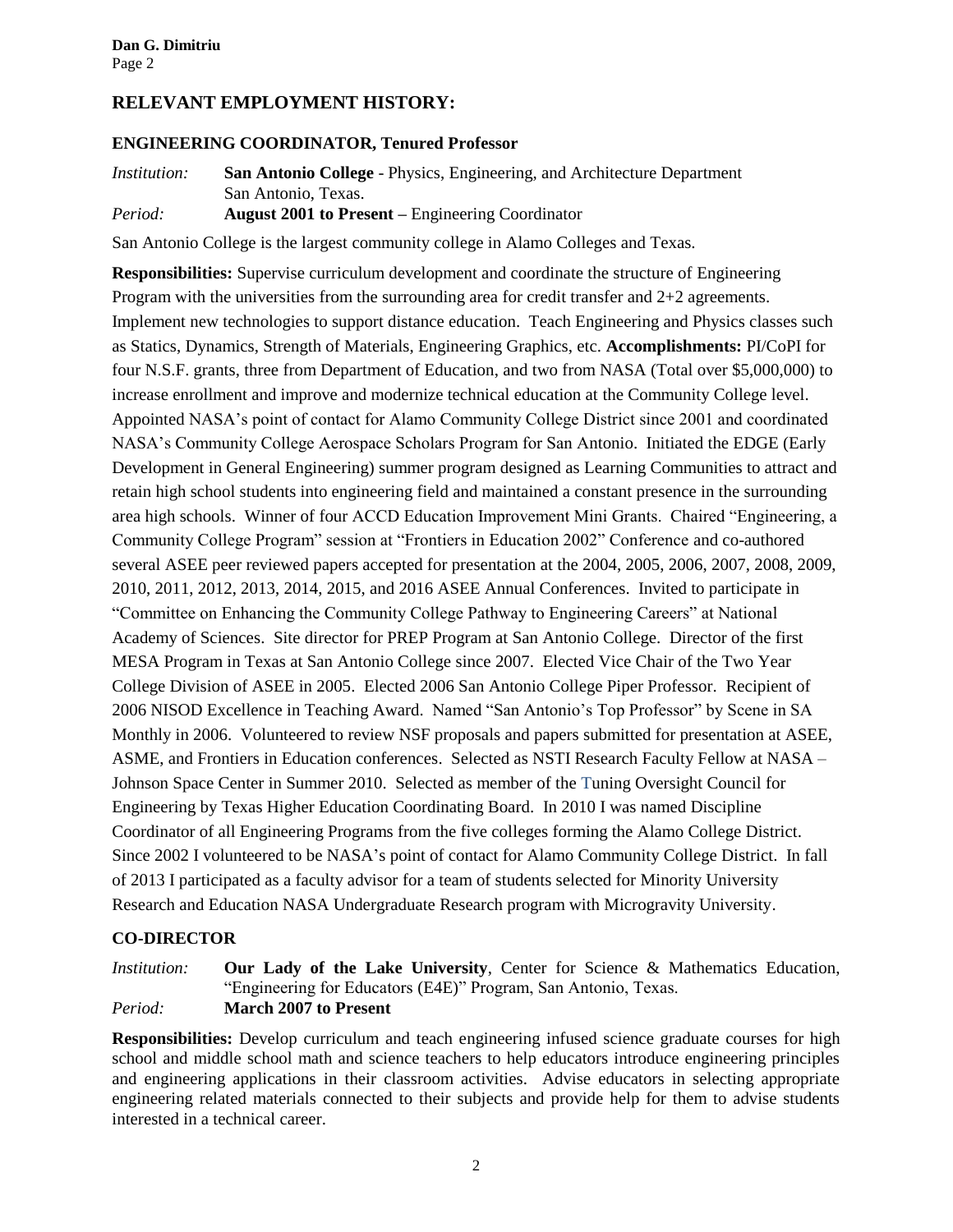## RELEVANT EMPLOYMENT HISTORY:

### ENGINEERING COORDINATOR, Tenured Professor

*Institution:* **San Antonio College** - Physics, Engineering, and Architecture Department
San Antonio, Texas.
*Period:* **August 2001 to Present –** Engineering Coordinator

San Antonio College is the largest community college in Alamo Colleges and Texas.

**Responsibilities:** Supervise curriculum development and coordinate the structure of Engineering Program with the universities from the surrounding area for credit transfer and 2+2 agreements. Implement new technologies to support distance education. Teach Engineering and Physics classes such as Statics, Dynamics, Strength of Materials, Engineering Graphics, etc. **Accomplishments:** PI/CoPI for four N.S.F. grants, three from Department of Education, and two from NASA (Total over $5,000,000) to increase enrollment and improve and modernize technical education at the Community College level. Appointed NASA's point of contact for Alamo Community College District since 2001 and coordinated NASA's Community College Aerospace Scholars Program for San Antonio. Initiated the EDGE (Early Development in General Engineering) summer program designed as Learning Communities to attract and retain high school students into engineering field and maintained a constant presence in the surrounding area high schools. Winner of four ACCD Education Improvement Mini Grants. Chaired "Engineering, a Community College Program" session at "Frontiers in Education 2002" Conference and co-authored several ASEE peer reviewed papers accepted for presentation at the 2004, 2005, 2006, 2007, 2008, 2009, 2010, 2011, 2012, 2013, 2014, 2015, and 2016 ASEE Annual Conferences. Invited to participate in "Committee on Enhancing the Community College Pathway to Engineering Careers" at National Academy of Sciences. Site director for PREP Program at San Antonio College. Director of the first MESA Program in Texas at San Antonio College since 2007. Elected Vice Chair of the Two Year College Division of ASEE in 2005. Elected 2006 San Antonio College Piper Professor. Recipient of 2006 NISOD Excellence in Teaching Award. Named "San Antonio's Top Professor" by Scene in SA Monthly in 2006. Volunteered to review NSF proposals and papers submitted for presentation at ASEE, ASME, and Frontiers in Education conferences. Selected as NSTI Research Faculty Fellow at NASA – Johnson Space Center in Summer 2010. Selected as member of the Tuning Oversight Council for Engineering by Texas Higher Education Coordinating Board. In 2010 I was named Discipline Coordinator of all Engineering Programs from the five colleges forming the Alamo College District. Since 2002 I volunteered to be NASA's point of contact for Alamo Community College District. In fall of 2013 I participated as a faculty advisor for a team of students selected for Minority University Research and Education NASA Undergraduate Research program with Microgravity University.

### CO-DIRECTOR

*Institution:* **Our Lady of the Lake University**, Center for Science & Mathematics Education, "Engineering for Educators (E4E)" Program, San Antonio, Texas.
*Period:* **March 2007 to Present**

**Responsibilities:** Develop curriculum and teach engineering infused science graduate courses for high school and middle school math and science teachers to help educators introduce engineering principles and engineering applications in their classroom activities. Advise educators in selecting appropriate engineering related materials connected to their subjects and provide help for them to advise students interested in a technical career.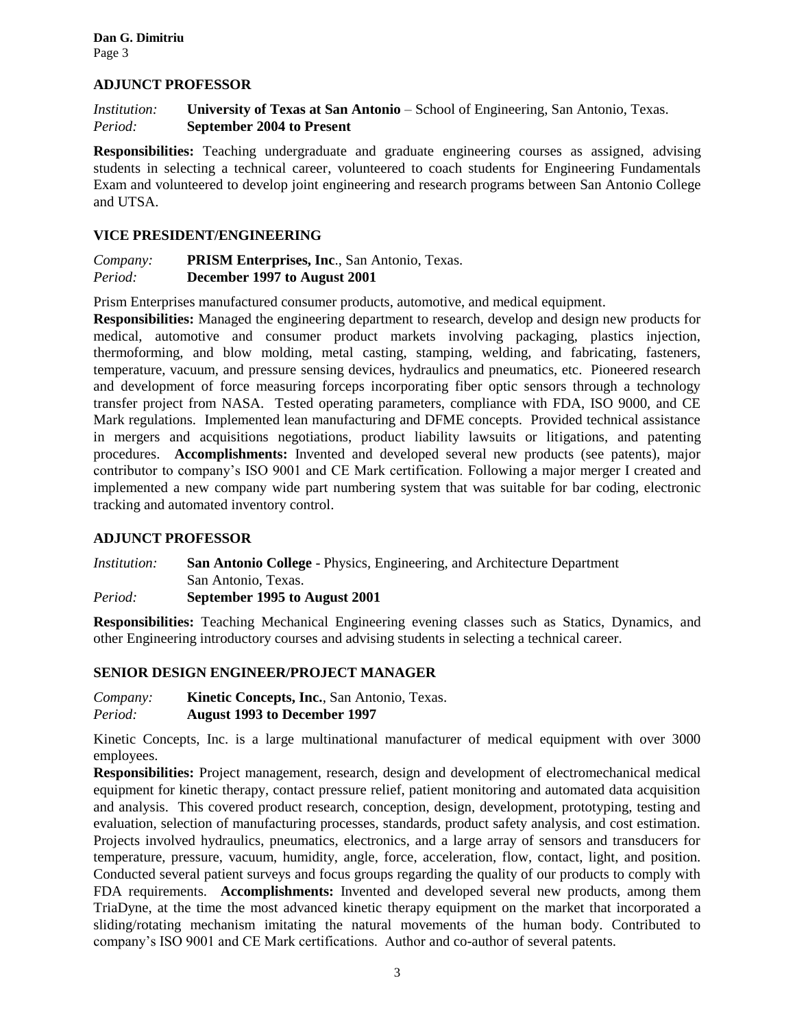## ADJUNCT PROFESSOR

*Institution:* **University of Texas at San Antonio** – School of Engineering, San Antonio, Texas.
*Period:* **September 2004 to Present**

**Responsibilities:** Teaching undergraduate and graduate engineering courses as assigned, advising students in selecting a technical career, volunteered to coach students for Engineering Fundamentals Exam and volunteered to develop joint engineering and research programs between San Antonio College and UTSA.

## VICE PRESIDENT/ENGINEERING

*Company:* **PRISM Enterprises, Inc**., San Antonio, Texas.
*Period:* **December 1997 to August 2001**

Prism Enterprises manufactured consumer products, automotive, and medical equipment.
**Responsibilities:** Managed the engineering department to research, develop and design new products for medical, automotive and consumer product markets involving packaging, plastics injection, thermoforming, and blow molding, metal casting, stamping, welding, and fabricating, fasteners, temperature, vacuum, and pressure sensing devices, hydraulics and pneumatics, etc. Pioneered research and development of force measuring forceps incorporating fiber optic sensors through a technology transfer project from NASA. Tested operating parameters, compliance with FDA, ISO 9000, and CE Mark regulations. Implemented lean manufacturing and DFME concepts. Provided technical assistance in mergers and acquisitions negotiations, product liability lawsuits or litigations, and patenting procedures. **Accomplishments:** Invented and developed several new products (see patents), major contributor to company's ISO 9001 and CE Mark certification. Following a major merger I created and implemented a new company wide part numbering system that was suitable for bar coding, electronic tracking and automated inventory control.

## ADJUNCT PROFESSOR

*Institution:* **San Antonio College** - Physics, Engineering, and Architecture Department
San Antonio, Texas.
*Period:* **September 1995 to August 2001**

**Responsibilities:** Teaching Mechanical Engineering evening classes such as Statics, Dynamics, and other Engineering introductory courses and advising students in selecting a technical career.

## SENIOR DESIGN ENGINEER/PROJECT MANAGER

*Company:* **Kinetic Concepts, Inc.**, San Antonio, Texas.
*Period:* **August 1993 to December 1997**

Kinetic Concepts, Inc. is a large multinational manufacturer of medical equipment with over 3000 employees.
**Responsibilities:** Project management, research, design and development of electromechanical medical equipment for kinetic therapy, contact pressure relief, patient monitoring and automated data acquisition and analysis. This covered product research, conception, design, development, prototyping, testing and evaluation, selection of manufacturing processes, standards, product safety analysis, and cost estimation. Projects involved hydraulics, pneumatics, electronics, and a large array of sensors and transducers for temperature, pressure, vacuum, humidity, angle, force, acceleration, flow, contact, light, and position. Conducted several patient surveys and focus groups regarding the quality of our products to comply with FDA requirements. **Accomplishments:** Invented and developed several new products, among them TriaDyne, at the time the most advanced kinetic therapy equipment on the market that incorporated a sliding/rotating mechanism imitating the natural movements of the human body. Contributed to company's ISO 9001 and CE Mark certifications. Author and co-author of several patents.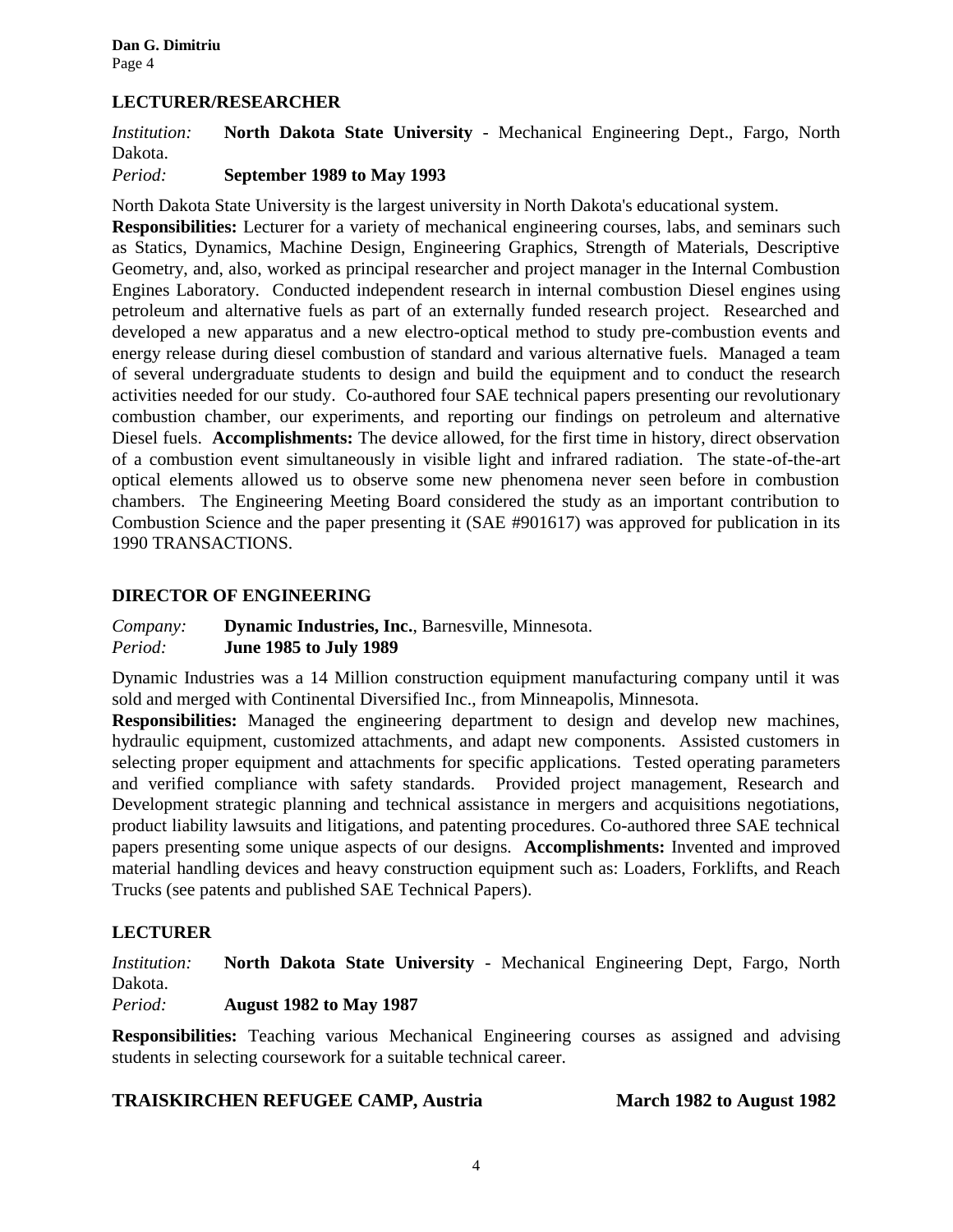## LECTURER/RESEARCHER

*Institution:* **North Dakota State University** - Mechanical Engineering Dept., Fargo, North Dakota.
*Period:* **September 1989 to May 1993**

North Dakota State University is the largest university in North Dakota's educational system.
**Responsibilities:** Lecturer for a variety of mechanical engineering courses, labs, and seminars such as Statics, Dynamics, Machine Design, Engineering Graphics, Strength of Materials, Descriptive Geometry, and, also, worked as principal researcher and project manager in the Internal Combustion Engines Laboratory. Conducted independent research in internal combustion Diesel engines using petroleum and alternative fuels as part of an externally funded research project. Researched and developed a new apparatus and a new electro-optical method to study pre-combustion events and energy release during diesel combustion of standard and various alternative fuels. Managed a team of several undergraduate students to design and build the equipment and to conduct the research activities needed for our study. Co-authored four SAE technical papers presenting our revolutionary combustion chamber, our experiments, and reporting our findings on petroleum and alternative Diesel fuels. **Accomplishments:** The device allowed, for the first time in history, direct observation of a combustion event simultaneously in visible light and infrared radiation. The state-of-the-art optical elements allowed us to observe some new phenomena never seen before in combustion chambers. The Engineering Meeting Board considered the study as an important contribution to Combustion Science and the paper presenting it (SAE #901617) was approved for publication in its 1990 TRANSACTIONS.

## DIRECTOR OF ENGINEERING

*Company:* **Dynamic Industries, Inc.**, Barnesville, Minnesota.
*Period:* **June 1985 to July 1989**

Dynamic Industries was a 14 Million construction equipment manufacturing company until it was sold and merged with Continental Diversified Inc., from Minneapolis, Minnesota.
**Responsibilities:** Managed the engineering department to design and develop new machines, hydraulic equipment, customized attachments, and adapt new components. Assisted customers in selecting proper equipment and attachments for specific applications. Tested operating parameters and verified compliance with safety standards. Provided project management, Research and Development strategic planning and technical assistance in mergers and acquisitions negotiations, product liability lawsuits and litigations, and patenting procedures. Co-authored three SAE technical papers presenting some unique aspects of our designs. **Accomplishments:** Invented and improved material handling devices and heavy construction equipment such as: Loaders, Forklifts, and Reach Trucks (see patents and published SAE Technical Papers).

## LECTURER

*Institution:* **North Dakota State University** - Mechanical Engineering Dept, Fargo, North Dakota.
*Period:* **August 1982 to May 1987**

**Responsibilities:** Teaching various Mechanical Engineering courses as assigned and advising students in selecting coursework for a suitable technical career.

## TRAISKIRCHEN REFUGEE CAMP, Austria — March 1982 to August 1982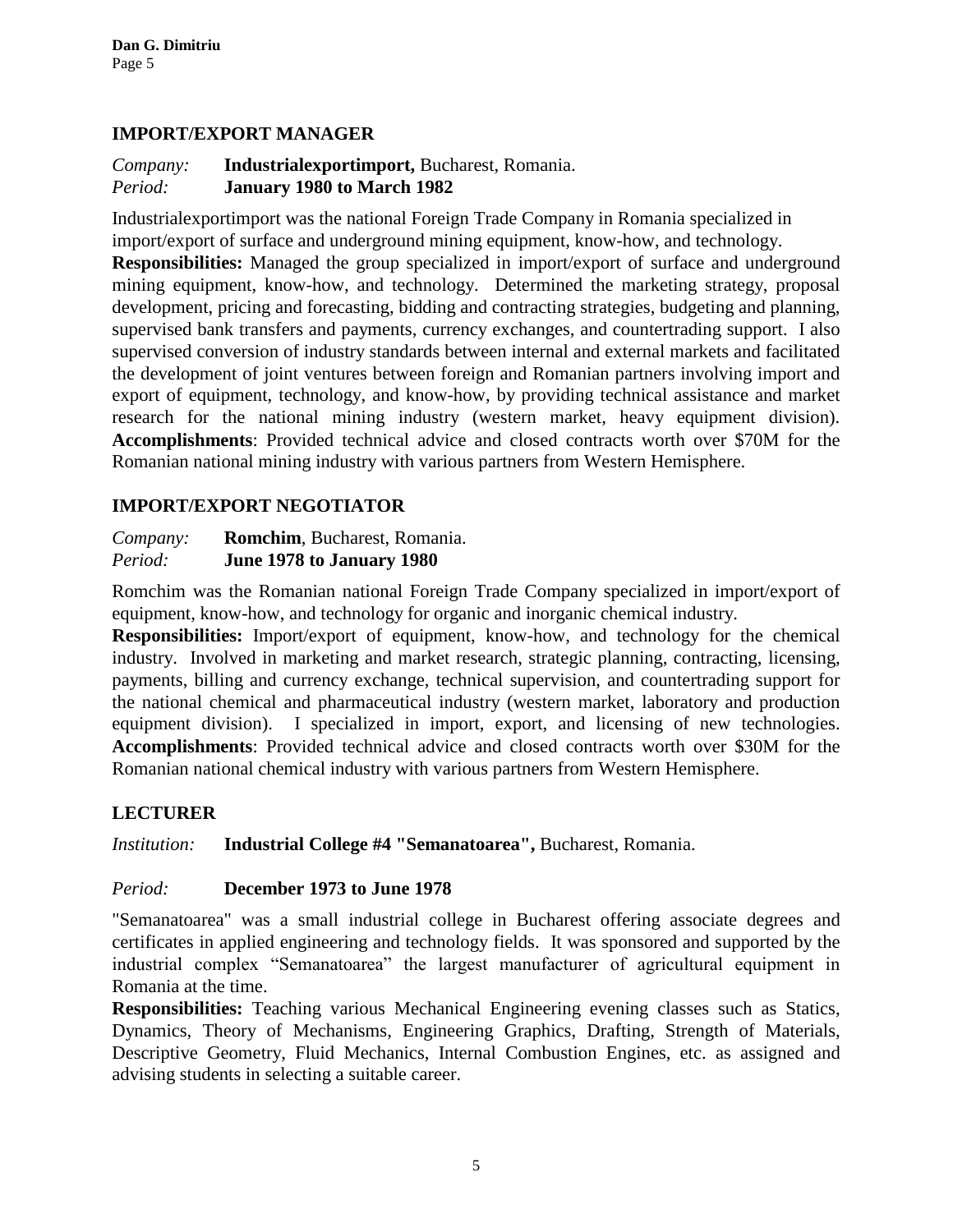## IMPORT/EXPORT MANAGER

*Company:* **Industrialexportimport,** Bucharest, Romania.
*Period:* **January 1980 to March 1982**

Industrialexportimport was the national Foreign Trade Company in Romania specialized in import/export of surface and underground mining equipment, know-how, and technology.
**Responsibilities:** Managed the group specialized in import/export of surface and underground mining equipment, know-how, and technology. Determined the marketing strategy, proposal development, pricing and forecasting, bidding and contracting strategies, budgeting and planning, supervised bank transfers and payments, currency exchanges, and countertrading support. I also supervised conversion of industry standards between internal and external markets and facilitated the development of joint ventures between foreign and Romanian partners involving import and export of equipment, technology, and know-how, by providing technical assistance and market research for the national mining industry (western market, heavy equipment division). **Accomplishments**: Provided technical advice and closed contracts worth over $70M for the Romanian national mining industry with various partners from Western Hemisphere.

## IMPORT/EXPORT NEGOTIATOR

*Company:* **Romchim**, Bucharest, Romania.
*Period:* **June 1978 to January 1980**

Romchim was the Romanian national Foreign Trade Company specialized in import/export of equipment, know-how, and technology for organic and inorganic chemical industry.
**Responsibilities:** Import/export of equipment, know-how, and technology for the chemical industry. Involved in marketing and market research, strategic planning, contracting, licensing, payments, billing and currency exchange, technical supervision, and countertrading support for the national chemical and pharmaceutical industry (western market, laboratory and production equipment division). I specialized in import, export, and licensing of new technologies. **Accomplishments**: Provided technical advice and closed contracts worth over $30M for the Romanian national chemical industry with various partners from Western Hemisphere.

## LECTURER

*Institution:* **Industrial College #4 "Semanatoarea",** Bucharest, Romania.

*Period:* **December 1973 to June 1978**

"Semanatoarea" was a small industrial college in Bucharest offering associate degrees and certificates in applied engineering and technology fields. It was sponsored and supported by the industrial complex "Semanatoarea" the largest manufacturer of agricultural equipment in Romania at the time.
**Responsibilities:** Teaching various Mechanical Engineering evening classes such as Statics, Dynamics, Theory of Mechanisms, Engineering Graphics, Drafting, Strength of Materials, Descriptive Geometry, Fluid Mechanics, Internal Combustion Engines, etc. as assigned and advising students in selecting a suitable career.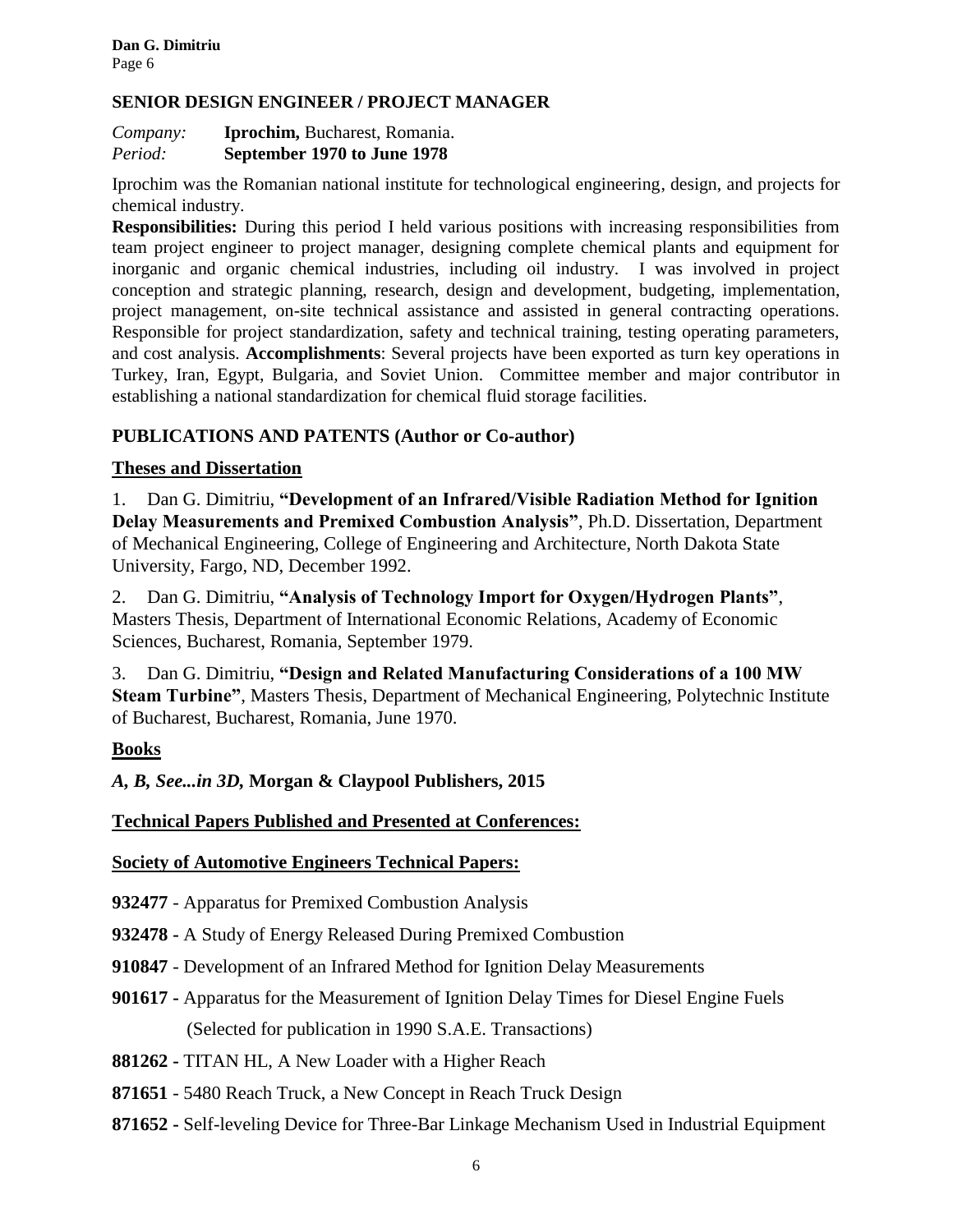### SENIOR DESIGN ENGINEER / PROJECT MANAGER

*Company:* **Iprochim,** Bucharest, Romania.
*Period:* **September 1970 to June 1978**

Iprochim was the Romanian national institute for technological engineering, design, and projects for chemical industry.

**Responsibilities:** During this period I held various positions with increasing responsibilities from team project engineer to project manager, designing complete chemical plants and equipment for inorganic and organic chemical industries, including oil industry. I was involved in project conception and strategic planning, research, design and development, budgeting, implementation, project management, on-site technical assistance and assisted in general contracting operations. Responsible for project standardization, safety and technical training, testing operating parameters, and cost analysis. **Accomplishments**: Several projects have been exported as turn key operations in Turkey, Iran, Egypt, Bulgaria, and Soviet Union. Committee member and major contributor in establishing a national standardization for chemical fluid storage facilities.

## PUBLICATIONS AND PATENTS (Author or Co-author)

### Theses and Dissertation

1. Dan G. Dimitriu, **"Development of an Infrared/Visible Radiation Method for Ignition Delay Measurements and Premixed Combustion Analysis"**, Ph.D. Dissertation, Department of Mechanical Engineering, College of Engineering and Architecture, North Dakota State University, Fargo, ND, December 1992.

2. Dan G. Dimitriu, **"Analysis of Technology Import for Oxygen/Hydrogen Plants"**, Masters Thesis, Department of International Economic Relations, Academy of Economic Sciences, Bucharest, Romania, September 1979.

3. Dan G. Dimitriu, **"Design and Related Manufacturing Considerations of a 100 MW Steam Turbine"**, Masters Thesis, Department of Mechanical Engineering, Polytechnic Institute of Bucharest, Bucharest, Romania, June 1970.

### Books

***A, B, See...in 3D,* Morgan & Claypool Publishers, 2015**

### Technical Papers Published and Presented at Conferences:

### Society of Automotive Engineers Technical Papers:

**932477** - Apparatus for Premixed Combustion Analysis

**932478 -** A Study of Energy Released During Premixed Combustion

**910847** - Development of an Infrared Method for Ignition Delay Measurements

**901617 -** Apparatus for the Measurement of Ignition Delay Times for Diesel Engine Fuels (Selected for publication in 1990 S.A.E. Transactions)

**881262 -** TITAN HL, A New Loader with a Higher Reach

**871651** - 5480 Reach Truck, a New Concept in Reach Truck Design

**871652 -** Self-leveling Device for Three-Bar Linkage Mechanism Used in Industrial Equipment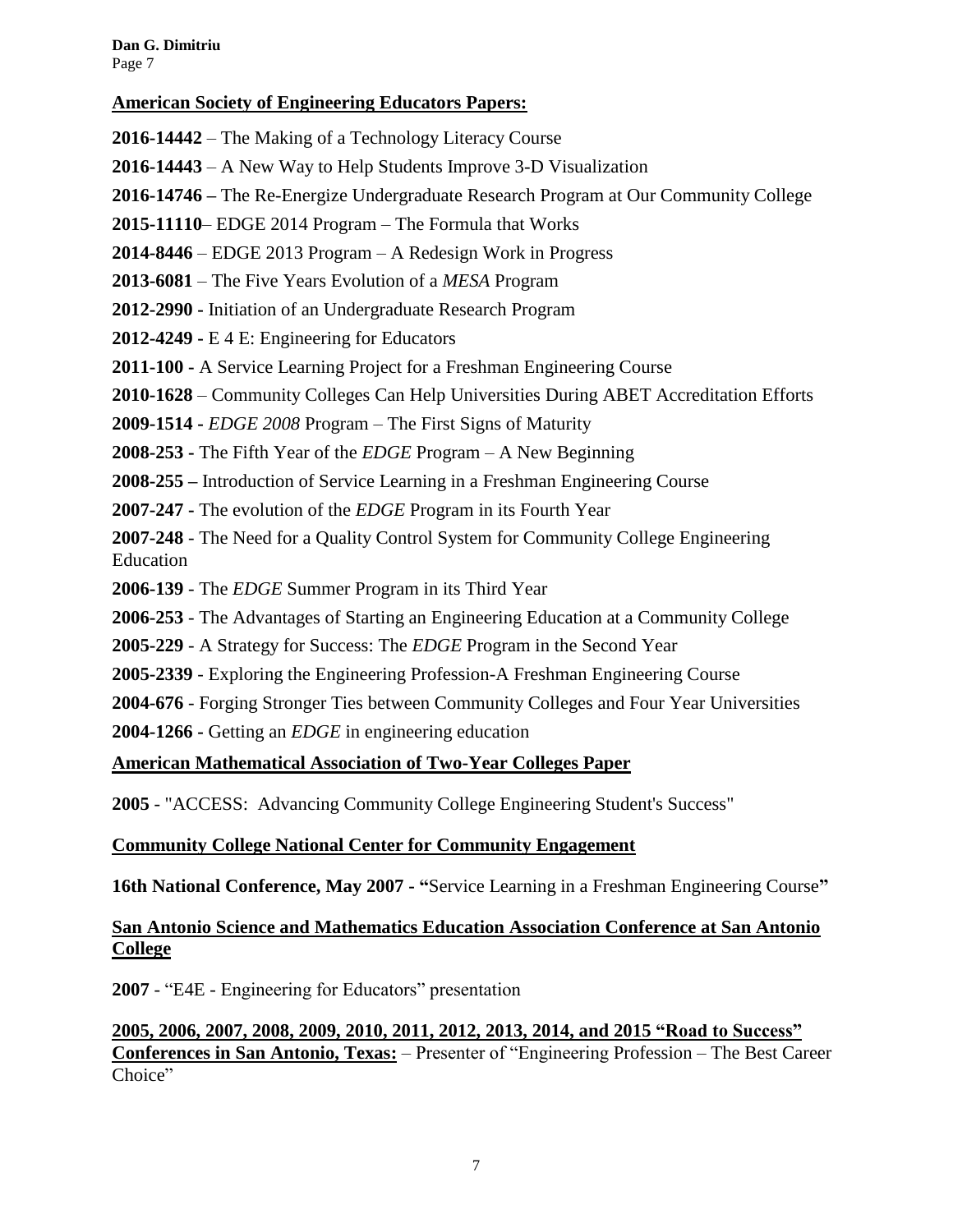## American Society of Engineering Educators Papers:

**2016-14442** – The Making of a Technology Literacy Course

**2016-14443** – A New Way to Help Students Improve 3-D Visualization

**2016-14746 –** The Re-Energize Undergraduate Research Program at Our Community College

**2015-11110**– EDGE 2014 Program – The Formula that Works

**2014-8446** – EDGE 2013 Program – A Redesign Work in Progress

**2013-6081** – The Five Years Evolution of a *MESA* Program

**2012-2990 -** Initiation of an Undergraduate Research Program

**2012-4249 -** E 4 E: Engineering for Educators

**2011-100 -** A Service Learning Project for a Freshman Engineering Course

**2010-1628** – Community Colleges Can Help Universities During ABET Accreditation Efforts

**2009-1514 -** *EDGE 2008* Program – The First Signs of Maturity

**2008-253 -** The Fifth Year of the *EDGE* Program – A New Beginning

**2008-255 –** Introduction of Service Learning in a Freshman Engineering Course

**2007-247 -** The evolution of the *EDGE* Program in its Fourth Year

**2007-248** - The Need for a Quality Control System for Community College Engineering Education

**2006-139** - The *EDGE* Summer Program in its Third Year

**2006-253** - The Advantages of Starting an Engineering Education at a Community College

**2005-229** - A Strategy for Success: The *EDGE* Program in the Second Year

**2005-2339** - Exploring the Engineering Profession-A Freshman Engineering Course

**2004-676** - Forging Stronger Ties between Community Colleges and Four Year Universities

**2004-1266 -** Getting an *EDGE* in engineering education

## American Mathematical Association of Two-Year Colleges Paper

**2005** - "ACCESS: Advancing Community College Engineering Student's Success"

## Community College National Center for Community Engagement

**16th National Conference, May 2007 - "**Service Learning in a Freshman Engineering Course**"**

## San Antonio Science and Mathematics Education Association Conference at San Antonio College

**2007** - "E4E - Engineering for Educators" presentation

**2005, 2006, 2007, 2008, 2009, 2010, 2011, 2012, 2013, 2014, and 2015 "Road to Success" Conferences in San Antonio, Texas:** – Presenter of "Engineering Profession – The Best Career Choice"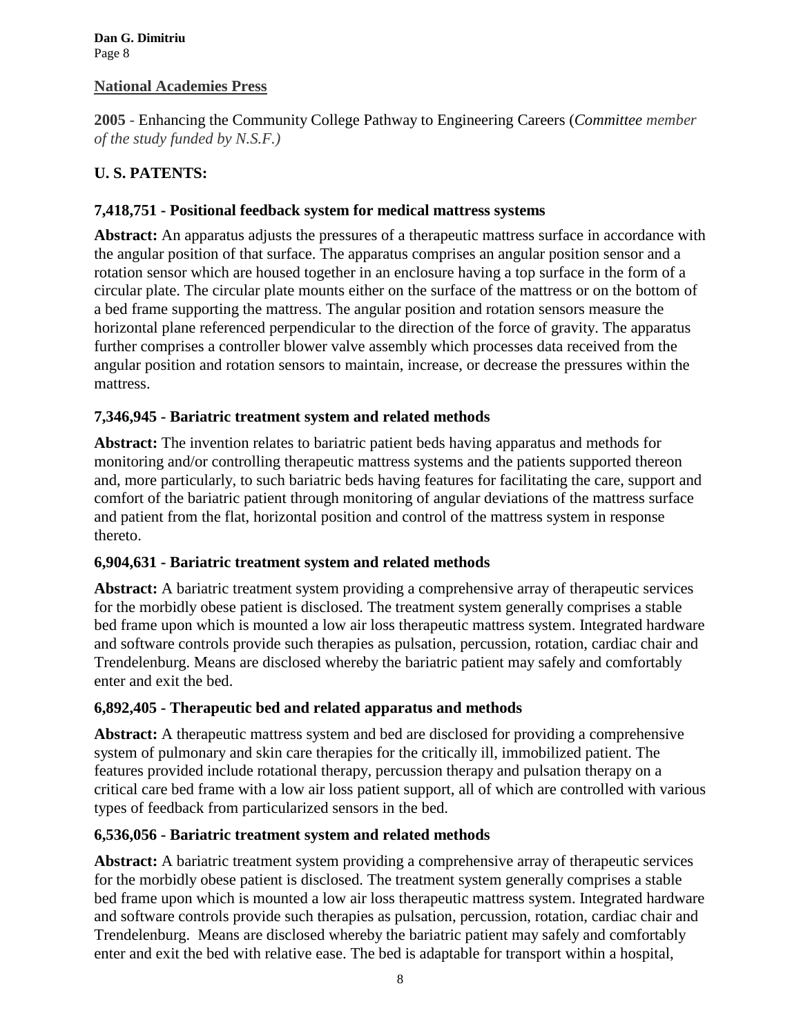### National Academies Press

**2005** - Enhancing the Community College Pathway to Engineering Careers (*Committee member of the study funded by N.S.F.)*

### U. S. PATENTS:

**7,418,751 - Positional feedback system for medical mattress systems**

**Abstract:** An apparatus adjusts the pressures of a therapeutic mattress surface in accordance with the angular position of that surface. The apparatus comprises an angular position sensor and a rotation sensor which are housed together in an enclosure having a top surface in the form of a circular plate. The circular plate mounts either on the surface of the mattress or on the bottom of a bed frame supporting the mattress. The angular position and rotation sensors measure the horizontal plane referenced perpendicular to the direction of the force of gravity. The apparatus further comprises a controller blower valve assembly which processes data received from the angular position and rotation sensors to maintain, increase, or decrease the pressures within the mattress.

**7,346,945 - Bariatric treatment system and related methods**

**Abstract:** The invention relates to bariatric patient beds having apparatus and methods for monitoring and/or controlling therapeutic mattress systems and the patients supported thereon and, more particularly, to such bariatric beds having features for facilitating the care, support and comfort of the bariatric patient through monitoring of angular deviations of the mattress surface and patient from the flat, horizontal position and control of the mattress system in response thereto.

**6,904,631 - Bariatric treatment system and related methods**

**Abstract:** A bariatric treatment system providing a comprehensive array of therapeutic services for the morbidly obese patient is disclosed. The treatment system generally comprises a stable bed frame upon which is mounted a low air loss therapeutic mattress system. Integrated hardware and software controls provide such therapies as pulsation, percussion, rotation, cardiac chair and Trendelenburg. Means are disclosed whereby the bariatric patient may safely and comfortably enter and exit the bed.

**6,892,405 - Therapeutic bed and related apparatus and methods**

**Abstract:** A therapeutic mattress system and bed are disclosed for providing a comprehensive system of pulmonary and skin care therapies for the critically ill, immobilized patient. The features provided include rotational therapy, percussion therapy and pulsation therapy on a critical care bed frame with a low air loss patient support, all of which are controlled with various types of feedback from particularized sensors in the bed.

**6,536,056 - Bariatric treatment system and related methods**

**Abstract:** A bariatric treatment system providing a comprehensive array of therapeutic services for the morbidly obese patient is disclosed. The treatment system generally comprises a stable bed frame upon which is mounted a low air loss therapeutic mattress system. Integrated hardware and software controls provide such therapies as pulsation, percussion, rotation, cardiac chair and Trendelenburg. Means are disclosed whereby the bariatric patient may safely and comfortably enter and exit the bed with relative ease. The bed is adaptable for transport within a hospital,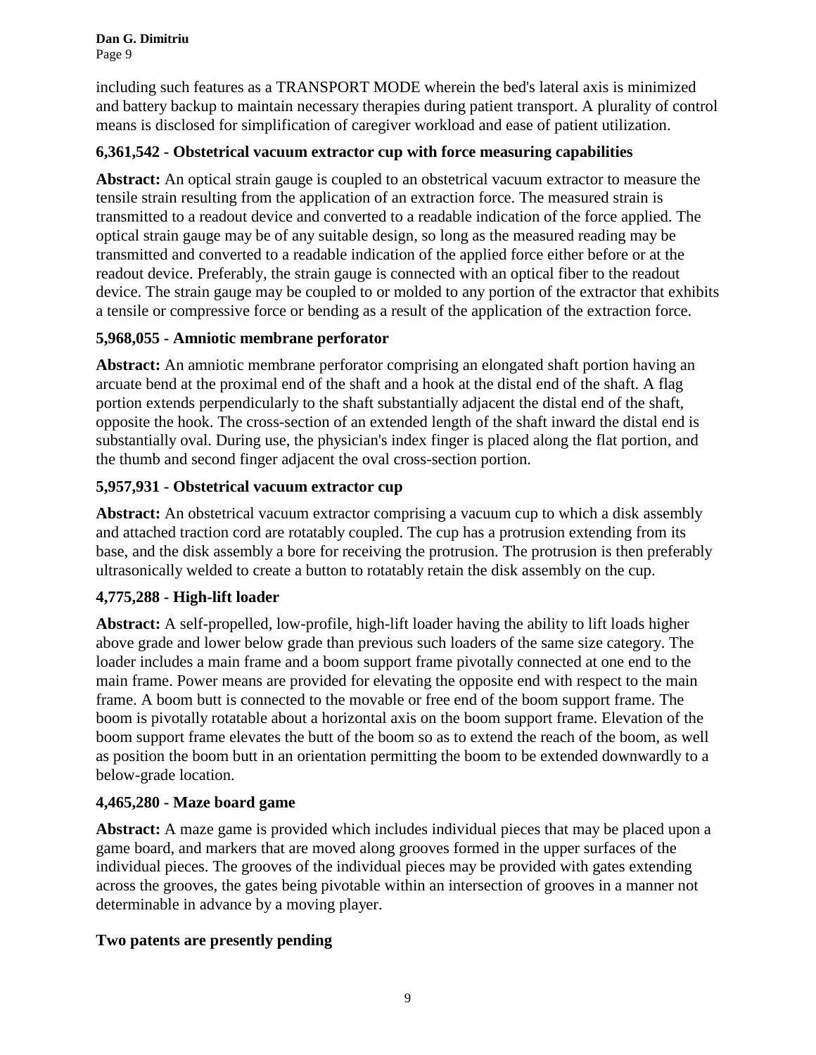including such features as a TRANSPORT MODE wherein the bed's lateral axis is minimized and battery backup to maintain necessary therapies during patient transport. A plurality of control means is disclosed for simplification of caregiver workload and ease of patient utilization.

### 6,361,542 - Obstetrical vacuum extractor cup with force measuring capabilities

**Abstract:** An optical strain gauge is coupled to an obstetrical vacuum extractor to measure the tensile strain resulting from the application of an extraction force. The measured strain is transmitted to a readout device and converted to a readable indication of the force applied. The optical strain gauge may be of any suitable design, so long as the measured reading may be transmitted and converted to a readable indication of the applied force either before or at the readout device. Preferably, the strain gauge is connected with an optical fiber to the readout device. The strain gauge may be coupled to or molded to any portion of the extractor that exhibits a tensile or compressive force or bending as a result of the application of the extraction force.

### 5,968,055 - Amniotic membrane perforator

**Abstract:** An amniotic membrane perforator comprising an elongated shaft portion having an arcuate bend at the proximal end of the shaft and a hook at the distal end of the shaft. A flag portion extends perpendicularly to the shaft substantially adjacent the distal end of the shaft, opposite the hook. The cross-section of an extended length of the shaft inward the distal end is substantially oval. During use, the physician's index finger is placed along the flat portion, and the thumb and second finger adjacent the oval cross-section portion.

### 5,957,931 - Obstetrical vacuum extractor cup

**Abstract:** An obstetrical vacuum extractor comprising a vacuum cup to which a disk assembly and attached traction cord are rotatably coupled. The cup has a protrusion extending from its base, and the disk assembly a bore for receiving the protrusion. The protrusion is then preferably ultrasonically welded to create a button to rotatably retain the disk assembly on the cup.

### 4,775,288 - High-lift loader

**Abstract:** A self-propelled, low-profile, high-lift loader having the ability to lift loads higher above grade and lower below grade than previous such loaders of the same size category. The loader includes a main frame and a boom support frame pivotally connected at one end to the main frame. Power means are provided for elevating the opposite end with respect to the main frame. A boom butt is connected to the movable or free end of the boom support frame. The boom is pivotally rotatable about a horizontal axis on the boom support frame. Elevation of the boom support frame elevates the butt of the boom so as to extend the reach of the boom, as well as position the boom butt in an orientation permitting the boom to be extended downwardly to a below-grade location.

### 4,465,280 - Maze board game

**Abstract:** A maze game is provided which includes individual pieces that may be placed upon a game board, and markers that are moved along grooves formed in the upper surfaces of the individual pieces. The grooves of the individual pieces may be provided with gates extending across the grooves, the gates being pivotable within an intersection of grooves in a manner not determinable in advance by a moving player.

### Two patents are presently pending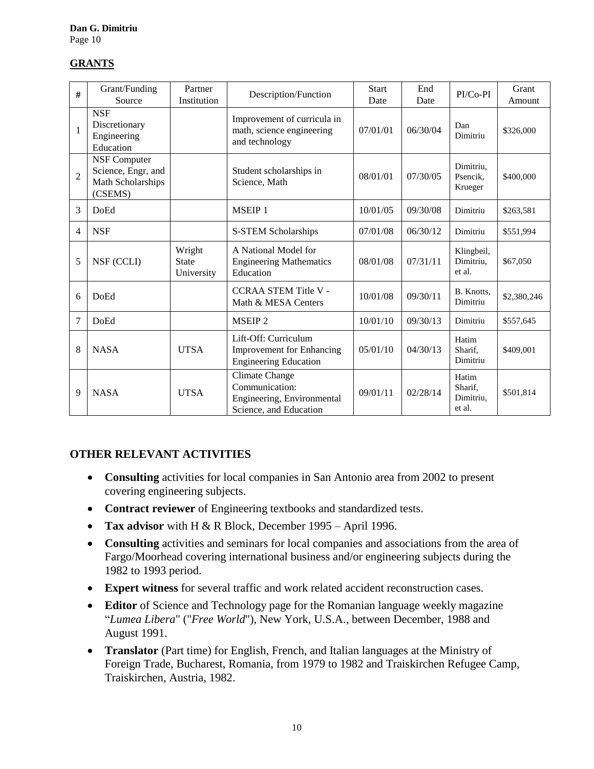## GRANTS

| # | Grant/Funding Source | Partner Institution | Description/Function | Start Date | End Date | PI/Co-PI | Grant Amount |
|---|---|---|---|---|---|---|---|
| 1 | NSF Discretionary Engineering Education | | Improvement of curricula in math, science engineering and technology | 07/01/01 | 06/30/04 | Dan Dimitriu | $326,000 |
| 2 | NSF Computer Science, Engr, and Math Scholarships (CSEMS) | | Student scholarships in Science, Math | 08/01/01 | 07/30/05 | Dimitriu, Psencik, Krueger | $400,000 |
| 3 | DoEd | | MSEIP 1 | 10/01/05 | 09/30/08 | Dimitriu | $263,581 |
| 4 | NSF | | S-STEM Scholarships | 07/01/08 | 06/30/12 | Dimitriu | $551,994 |
| 5 | NSF (CCLI) | Wright State University | A National Model for Engineering Mathematics Education | 08/01/08 | 07/31/11 | Klingbeil, Dimitriu, et al. | $67,050 |
| 6 | DoEd | | CCRAA STEM Title V - Math & MESA Centers | 10/01/08 | 09/30/11 | B. Knotts, Dimitriu | $2,380,246 |
| 7 | DoEd | | MSEIP 2 | 10/01/10 | 09/30/13 | Dimitriu | $557,645 |
| 8 | NASA | UTSA | Lift-Off: Curriculum Improvement for Enhancing Engineering Education | 05/01/10 | 04/30/13 | Hatim Sharif, Dimitriu | $409,001 |
| 9 | NASA | UTSA | Climate Change Communication: Engineering, Environmental Science, and Education | 09/01/11 | 02/28/14 | Hatim Sharif, Dimitriu, et al. | $501,814 |

## OTHER RELEVANT ACTIVITIES

- **Consulting** activities for local companies in San Antonio area from 2002 to present covering engineering subjects.
- **Contract reviewer** of Engineering textbooks and standardized tests.
- **Tax advisor** with H & R Block, December 1995 – April 1996.
- **Consulting** activities and seminars for local companies and associations from the area of Fargo/Moorhead covering international business and/or engineering subjects during the 1982 to 1993 period.
- **Expert witness** for several traffic and work related accident reconstruction cases.
- **Editor** of Science and Technology page for the Romanian language weekly magazine "*Lumea Libera*" ("*Free World*"), New York, U.S.A., between December, 1988 and August 1991.
- **Translator** (Part time) for English, French, and Italian languages at the Ministry of Foreign Trade, Bucharest, Romania, from 1979 to 1982 and Traiskirchen Refugee Camp, Traiskirchen, Austria, 1982.